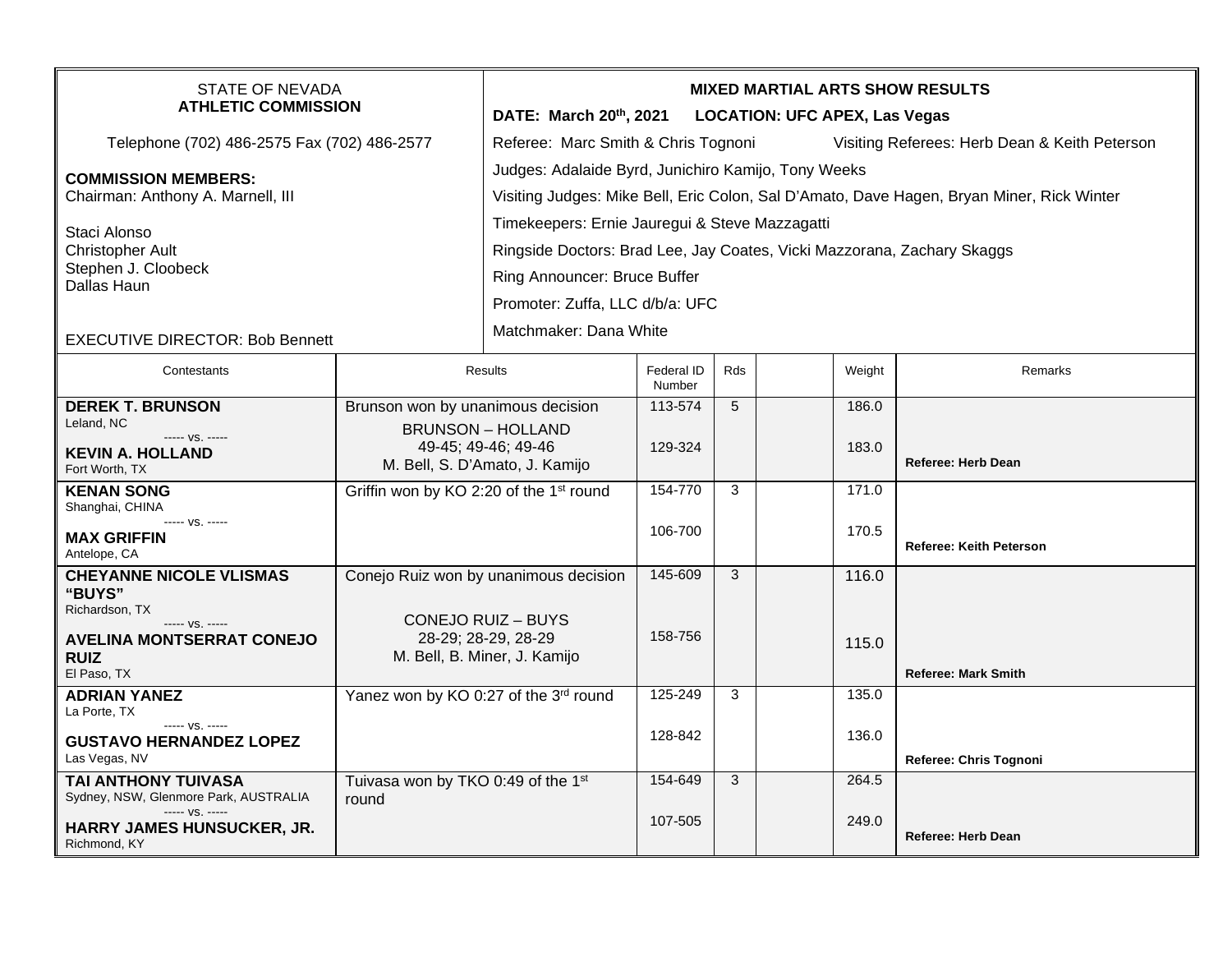STATE OF NEVADA
**ATHLETIC COMMISSION**

Telephone (702) 486-2575 Fax (702) 486-2577

**COMMISSION MEMBERS:**
Chairman: Anthony A. Marnell, III

Staci Alonso
Christopher Ault
Stephen J. Cloobeck
Dallas Haun

EXECUTIVE DIRECTOR: Bob Bennett

**MIXED MARTIAL ARTS SHOW RESULTS**

**DATE: March 20th, 2021 LOCATION: UFC APEX, Las Vegas**

Referee: Marc Smith & Chris Tognoni Visiting Referees: Herb Dean & Keith Peterson

Judges: Adalaide Byrd, Junichiro Kamijo, Tony Weeks

Visiting Judges: Mike Bell, Eric Colon, Sal D'Amato, Dave Hagen, Bryan Miner, Rick Winter

Timekeepers: Ernie Jauregui & Steve Mazzagatti

Ringside Doctors: Brad Lee, Jay Coates, Vicki Mazzorana, Zachary Skaggs

Ring Announcer: Bruce Buffer

Promoter: Zuffa, LLC d/b/a: UFC

Matchmaker: Dana White

| Contestants | Results | Federal ID Number | Rds | | Weight | Remarks |
|---|---|---|---|---|---|---|
| **DEREK T. BRUNSON** Leland, NC ----- vs. ----- **KEVIN A. HOLLAND** Fort Worth, TX | Brunson won by unanimous decision BRUNSON – HOLLAND 49-45; 49-46; 49-46 M. Bell, S. D'Amato, J. Kamijo | 113-574 129-324 | 5 | | 186.0 183.0 | **Referee: Herb Dean** |
| **KENAN SONG** Shanghai, CHINA ----- vs. ----- **MAX GRIFFIN** Antelope, CA | Griffin won by KO 2:20 of the 1st round | 154-770 106-700 | 3 | | 171.0 170.5 | **Referee: Keith Peterson** |
| **CHEYANNE NICOLE VLISMAS "BUYS"** Richardson, TX ----- vs. ----- **AVELINA MONTSERRAT CONEJO RUIZ** El Paso, TX | Conejo Ruiz won by unanimous decision CONEJO RUIZ – BUYS 28-29; 28-29, 28-29 M. Bell, B. Miner, J. Kamijo | 145-609 158-756 | 3 | | 116.0 115.0 | **Referee: Mark Smith** |
| **ADRIAN YANEZ** La Porte, TX ----- vs. ----- **GUSTAVO HERNANDEZ LOPEZ** Las Vegas, NV | Yanez won by KO 0:27 of the 3rd round | 125-249 128-842 | 3 | | 135.0 136.0 | **Referee: Chris Tognoni** |
| **TAI ANTHONY TUIVASA** Sydney, NSW, Glenmore Park, AUSTRALIA ----- vs. ----- **HARRY JAMES HUNSUCKER, JR.** Richmond, KY | Tuivasa won by TKO 0:49 of the 1st round | 154-649 107-505 | 3 | | 264.5 249.0 | **Referee: Herb Dean** |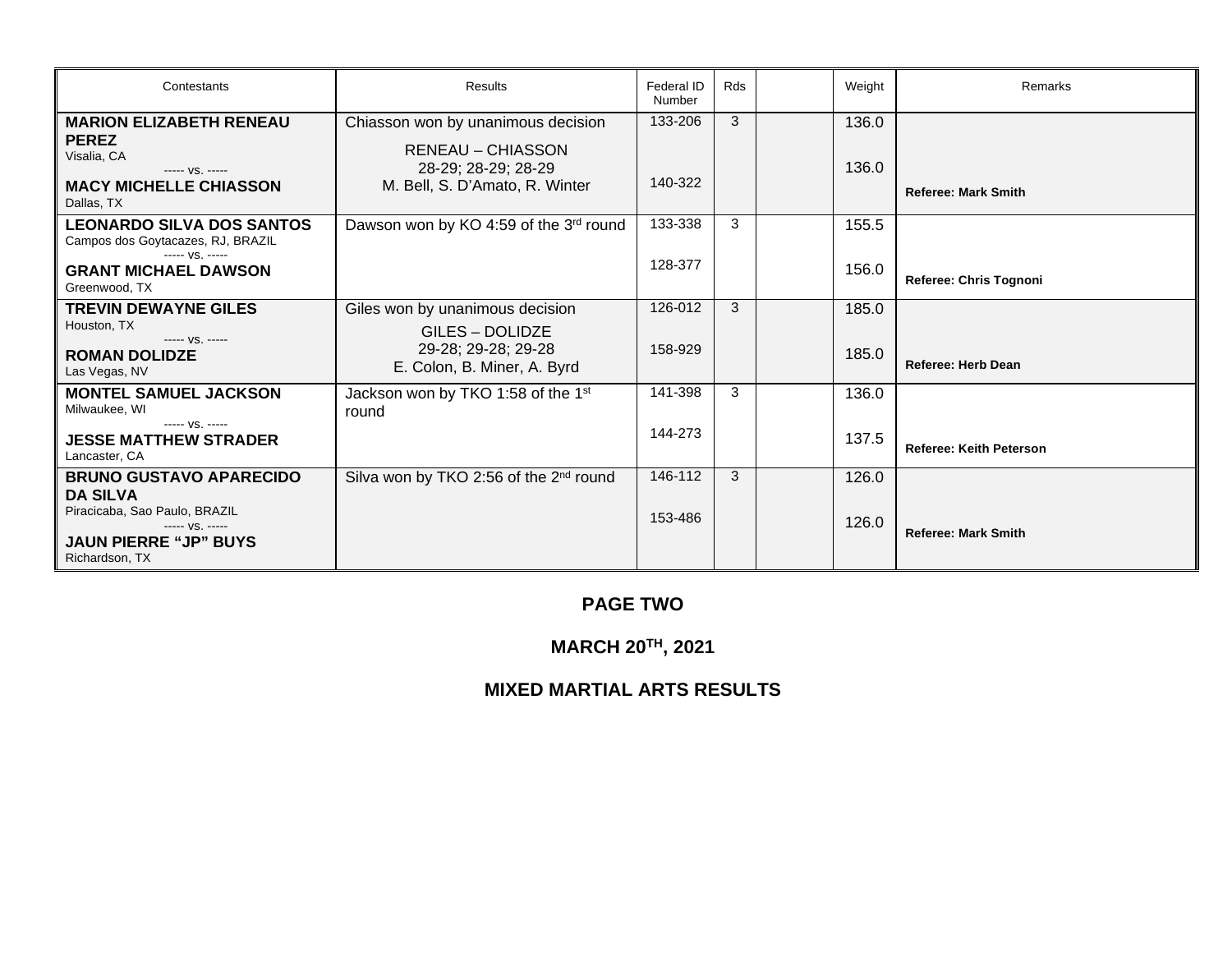| Contestants | Results | Federal ID Number | Rds | | Weight | Remarks |
|---|---|---|---|---|---|---|
| **MARION ELIZABETH RENEAU PEREZ** Visalia, CA ----- vs. ----- **MACY MICHELLE CHIASSON** Dallas, TX | Chiasson won by unanimous decision RENEAU – CHIASSON 28-29; 28-29; 28-29 M. Bell, S. D'Amato, R. Winter | 133-206 140-322 | 3 | | 136.0 136.0 | **Referee: Mark Smith** |
| **LEONARDO SILVA DOS SANTOS** Campos dos Goytacazes, RJ, BRAZIL ----- vs. ----- **GRANT MICHAEL DAWSON** Greenwood, TX | Dawson won by KO 4:59 of the 3rd round | 133-338 128-377 | 3 | | 155.5 156.0 | **Referee: Chris Tognoni** |
| **TREVIN DEWAYNE GILES** Houston, TX ----- vs. ----- **ROMAN DOLIDZE** Las Vegas, NV | Giles won by unanimous decision GILES – DOLIDZE 29-28; 29-28; 29-28 E. Colon, B. Miner, A. Byrd | 126-012 158-929 | 3 | | 185.0 185.0 | **Referee: Herb Dean** |
| **MONTEL SAMUEL JACKSON** Milwaukee, WI ----- vs. ----- **JESSE MATTHEW STRADER** Lancaster, CA | Jackson won by TKO 1:58 of the 1st round | 141-398 144-273 | 3 | | 136.0 137.5 | **Referee: Keith Peterson** |
| **BRUNO GUSTAVO APARECIDO DA SILVA** Piracicaba, Sao Paulo, BRAZIL ----- vs. ----- **JAUN PIERRE "JP" BUYS** Richardson, TX | Silva won by TKO 2:56 of the 2nd round | 146-112 153-486 | 3 | | 126.0 126.0 | **Referee: Mark Smith** |

**PAGE TWO**

**MARCH 20TH, 2021**

**MIXED MARTIAL ARTS RESULTS**